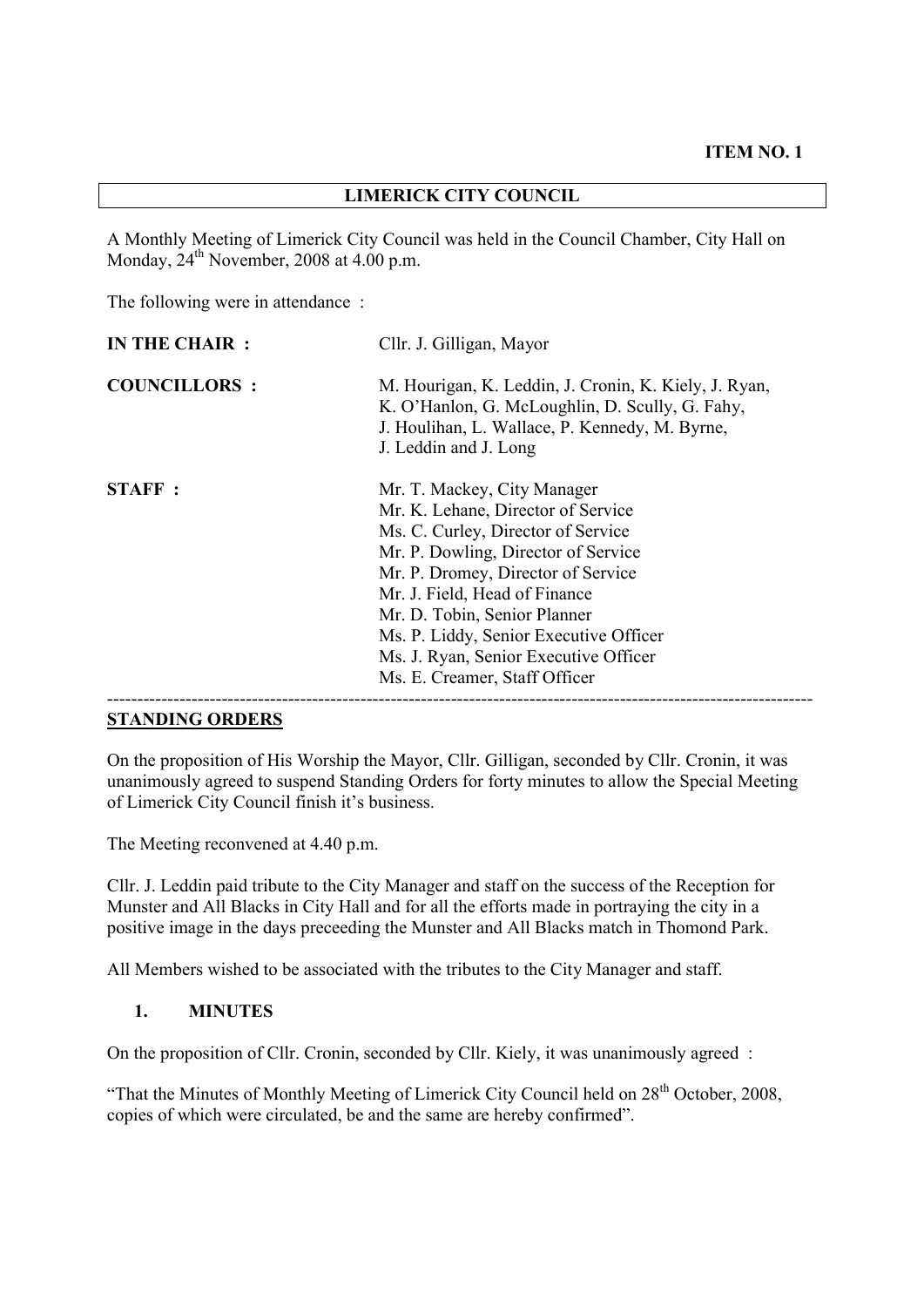**ITEM NO. 1**

# LIMERICK CITY COUNCIL

A Monthly Meeting of Limerick City Council was held in the Council Chamber, City Hall on Monday, 24th November, 2008 at 4.00 p.m.

The following were in attendance :

| | |
|---|---|
| **IN THE CHAIR :** | Cllr. J. Gilligan, Mayor |
| **COUNCILLORS :** | M. Hourigan, K. Leddin, J. Cronin, K. Kiely, J. Ryan, K. O'Hanlon, G. McLoughlin, D. Scully, G. Fahy, J. Houlihan, L. Wallace, P. Kennedy, M. Byrne, J. Leddin and J. Long |
| **STAFF :** | Mr. T. Mackey, City Manager<br>Mr. K. Lehane, Director of Service<br>Ms. C. Curley, Director of Service<br>Mr. P. Dowling, Director of Service<br>Mr. P. Dromey, Director of Service<br>Mr. J. Field, Head of Finance<br>Mr. D. Tobin, Senior Planner<br>Ms. P. Liddy, Senior Executive Officer<br>Ms. J. Ryan, Senior Executive Officer<br>Ms. E. Creamer, Staff Officer |

---

## STANDING ORDERS

On the proposition of His Worship the Mayor, Cllr. Gilligan, seconded by Cllr. Cronin, it was unanimously agreed to suspend Standing Orders for forty minutes to allow the Special Meeting of Limerick City Council finish it's business.

The Meeting reconvened at 4.40 p.m.

Cllr. J. Leddin paid tribute to the City Manager and staff on the success of the Reception for Munster and All Blacks in City Hall and for all the efforts made in portraying the city in a positive image in the days preceeding the Munster and All Blacks match in Thomond Park.

All Members wished to be associated with the tributes to the City Manager and staff.

### 1. MINUTES

On the proposition of Cllr. Cronin, seconded by Cllr. Kiely, it was unanimously agreed :

"That the Minutes of Monthly Meeting of Limerick City Council held on 28th October, 2008, copies of which were circulated, be and the same are hereby confirmed".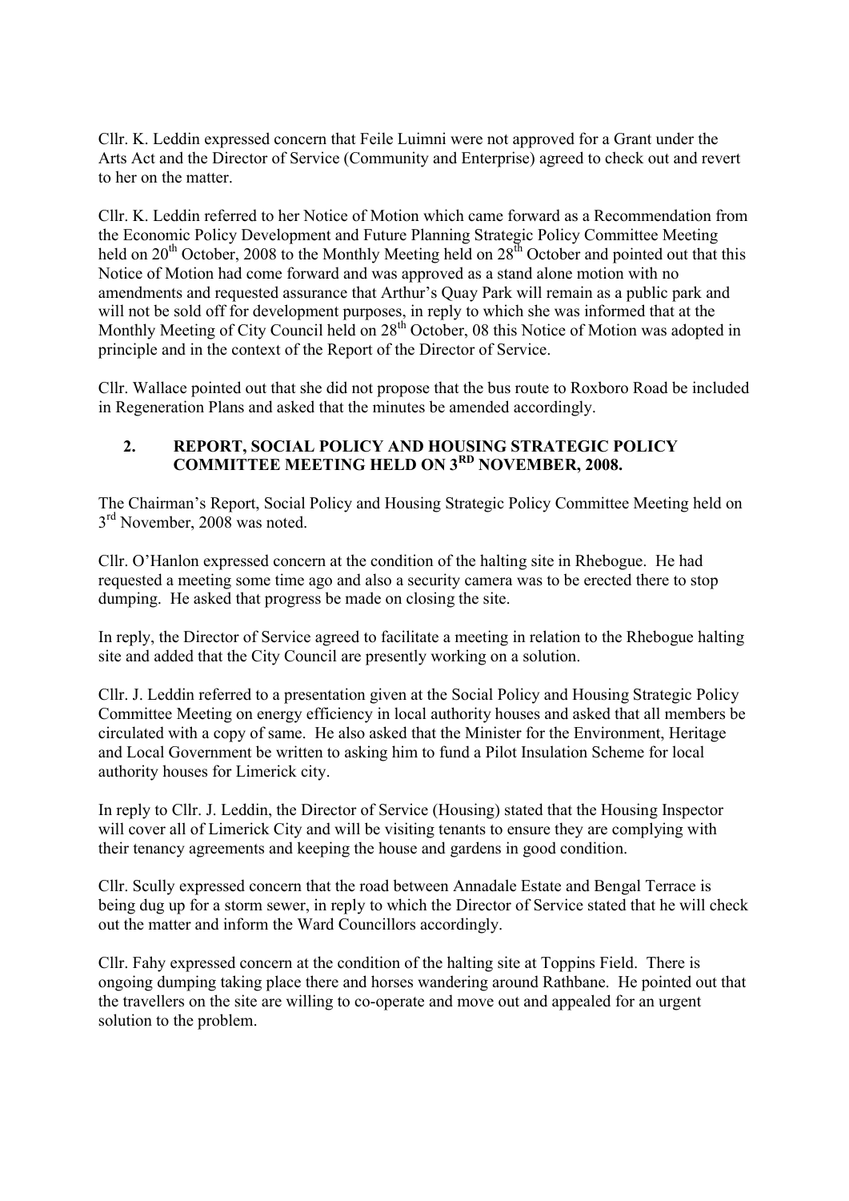Cllr. K. Leddin expressed concern that Feile Luimni were not approved for a Grant under the Arts Act and the Director of Service (Community and Enterprise) agreed to check out and revert to her on the matter.

Cllr. K. Leddin referred to her Notice of Motion which came forward as a Recommendation from the Economic Policy Development and Future Planning Strategic Policy Committee Meeting held on 20th October, 2008 to the Monthly Meeting held on 28th October and pointed out that this Notice of Motion had come forward and was approved as a stand alone motion with no amendments and requested assurance that Arthur's Quay Park will remain as a public park and will not be sold off for development purposes, in reply to which she was informed that at the Monthly Meeting of City Council held on 28th October, 08 this Notice of Motion was adopted in principle and in the context of the Report of the Director of Service.

Cllr. Wallace pointed out that she did not propose that the bus route to Roxboro Road be included in Regeneration Plans and asked that the minutes be amended accordingly.

## 2. REPORT, SOCIAL POLICY AND HOUSING STRATEGIC POLICY COMMITTEE MEETING HELD ON 3RD NOVEMBER, 2008.

The Chairman's Report, Social Policy and Housing Strategic Policy Committee Meeting held on 3rd November, 2008 was noted.

Cllr. O'Hanlon expressed concern at the condition of the halting site in Rhebogue. He had requested a meeting some time ago and also a security camera was to be erected there to stop dumping. He asked that progress be made on closing the site.

In reply, the Director of Service agreed to facilitate a meeting in relation to the Rhebogue halting site and added that the City Council are presently working on a solution.

Cllr. J. Leddin referred to a presentation given at the Social Policy and Housing Strategic Policy Committee Meeting on energy efficiency in local authority houses and asked that all members be circulated with a copy of same. He also asked that the Minister for the Environment, Heritage and Local Government be written to asking him to fund a Pilot Insulation Scheme for local authority houses for Limerick city.

In reply to Cllr. J. Leddin, the Director of Service (Housing) stated that the Housing Inspector will cover all of Limerick City and will be visiting tenants to ensure they are complying with their tenancy agreements and keeping the house and gardens in good condition.

Cllr. Scully expressed concern that the road between Annadale Estate and Bengal Terrace is being dug up for a storm sewer, in reply to which the Director of Service stated that he will check out the matter and inform the Ward Councillors accordingly.

Cllr. Fahy expressed concern at the condition of the halting site at Toppins Field. There is ongoing dumping taking place there and horses wandering around Rathbane. He pointed out that the travellers on the site are willing to co-operate and move out and appealed for an urgent solution to the problem.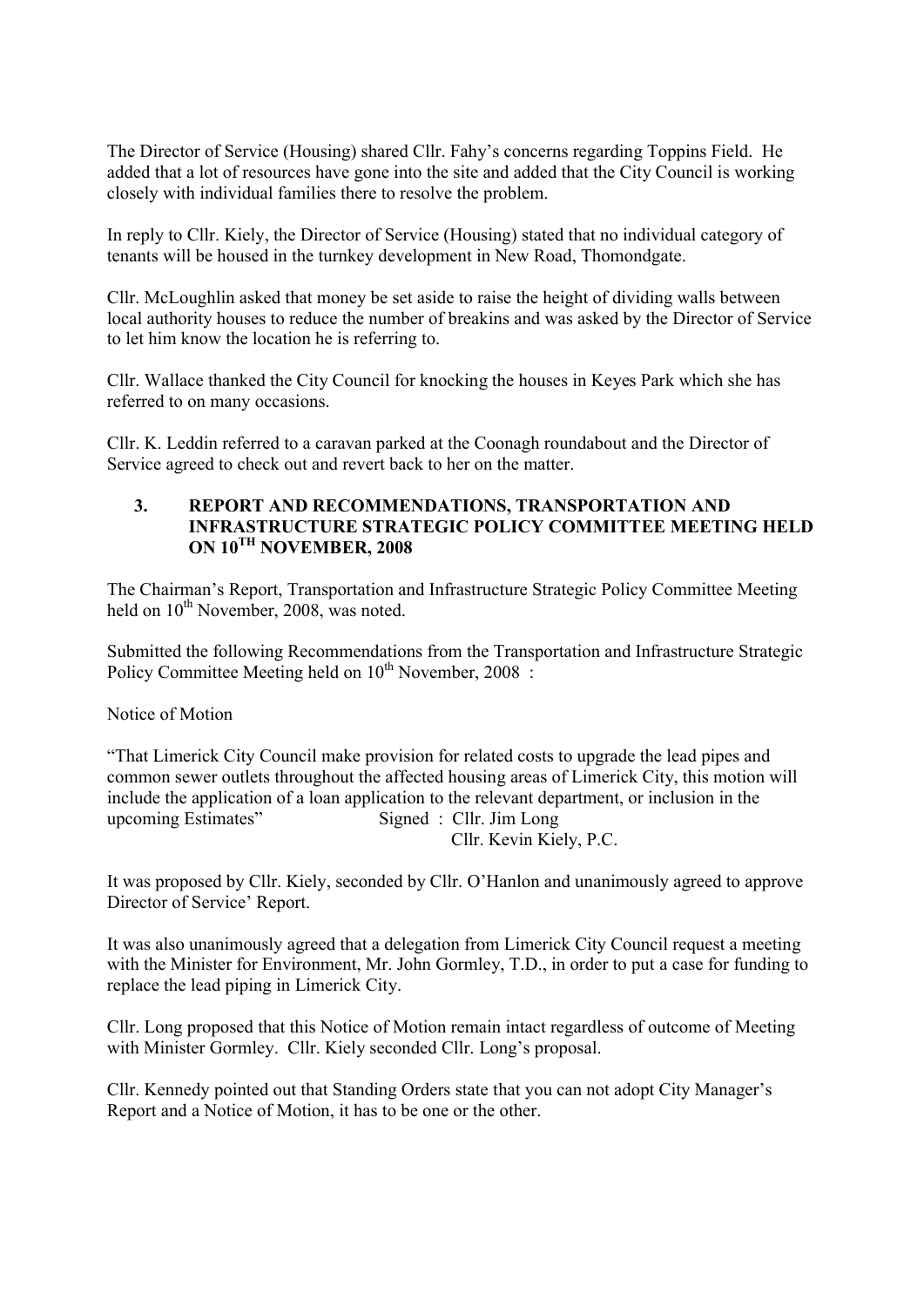The Director of Service (Housing) shared Cllr. Fahy's concerns regarding Toppins Field. He added that a lot of resources have gone into the site and added that the City Council is working closely with individual families there to resolve the problem.

In reply to Cllr. Kiely, the Director of Service (Housing) stated that no individual category of tenants will be housed in the turnkey development in New Road, Thomondgate.

Cllr. McLoughlin asked that money be set aside to raise the height of dividing walls between local authority houses to reduce the number of breakins and was asked by the Director of Service to let him know the location he is referring to.

Cllr. Wallace thanked the City Council for knocking the houses in Keyes Park which she has referred to on many occasions.

Cllr. K. Leddin referred to a caravan parked at the Coonagh roundabout and the Director of Service agreed to check out and revert back to her on the matter.

## 3. REPORT AND RECOMMENDATIONS, TRANSPORTATION AND INFRASTRUCTURE STRATEGIC POLICY COMMITTEE MEETING HELD ON 10TH NOVEMBER, 2008

The Chairman's Report, Transportation and Infrastructure Strategic Policy Committee Meeting held on 10th November, 2008, was noted.

Submitted the following Recommendations from the Transportation and Infrastructure Strategic Policy Committee Meeting held on 10th November, 2008 :

Notice of Motion

"That Limerick City Council make provision for related costs to upgrade the lead pipes and common sewer outlets throughout the affected housing areas of Limerick City, this motion will include the application of a loan application to the relevant department, or inclusion in the upcoming Estimates"

Signed : Cllr. Jim Long
Cllr. Kevin Kiely, P.C.

It was proposed by Cllr. Kiely, seconded by Cllr. O'Hanlon and unanimously agreed to approve Director of Service' Report.

It was also unanimously agreed that a delegation from Limerick City Council request a meeting with the Minister for Environment, Mr. John Gormley, T.D., in order to put a case for funding to replace the lead piping in Limerick City.

Cllr. Long proposed that this Notice of Motion remain intact regardless of outcome of Meeting with Minister Gormley. Cllr. Kiely seconded Cllr. Long's proposal.

Cllr. Kennedy pointed out that Standing Orders state that you can not adopt City Manager's Report and a Notice of Motion, it has to be one or the other.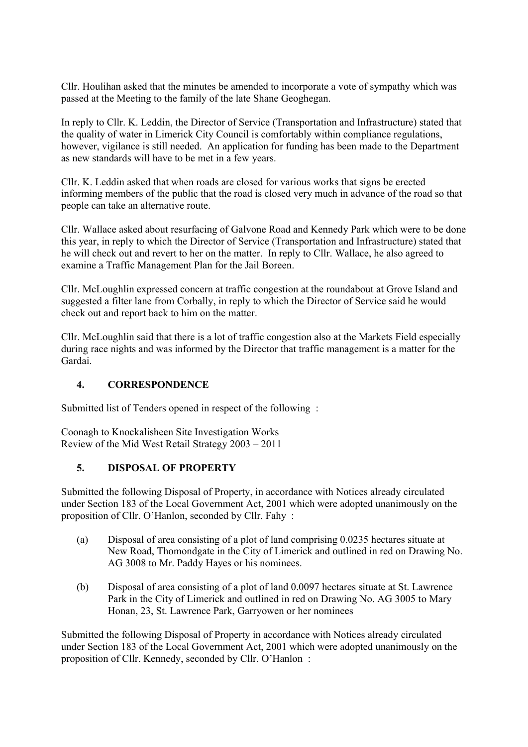Cllr. Houlihan asked that the minutes be amended to incorporate a vote of sympathy which was passed at the Meeting to the family of the late Shane Geoghegan.

In reply to Cllr. K. Leddin, the Director of Service (Transportation and Infrastructure) stated that the quality of water in Limerick City Council is comfortably within compliance regulations, however, vigilance is still needed. An application for funding has been made to the Department as new standards will have to be met in a few years.

Cllr. K. Leddin asked that when roads are closed for various works that signs be erected informing members of the public that the road is closed very much in advance of the road so that people can take an alternative route.

Cllr. Wallace asked about resurfacing of Galvone Road and Kennedy Park which were to be done this year, in reply to which the Director of Service (Transportation and Infrastructure) stated that he will check out and revert to her on the matter. In reply to Cllr. Wallace, he also agreed to examine a Traffic Management Plan for the Jail Boreen.

Cllr. McLoughlin expressed concern at traffic congestion at the roundabout at Grove Island and suggested a filter lane from Corbally, in reply to which the Director of Service said he would check out and report back to him on the matter.

Cllr. McLoughlin said that there is a lot of traffic congestion also at the Markets Field especially during race nights and was informed by the Director that traffic management is a matter for the Gardai.

## 4. CORRESPONDENCE

Submitted list of Tenders opened in respect of the following :

Coonagh to Knockalisheen Site Investigation Works
Review of the Mid West Retail Strategy 2003 – 2011

## 5. DISPOSAL OF PROPERTY

Submitted the following Disposal of Property, in accordance with Notices already circulated under Section 183 of the Local Government Act, 2001 which were adopted unanimously on the proposition of Cllr. O'Hanlon, seconded by Cllr. Fahy :

(a) Disposal of area consisting of a plot of land comprising 0.0235 hectares situate at New Road, Thomondgate in the City of Limerick and outlined in red on Drawing No. AG 3008 to Mr. Paddy Hayes or his nominees.

(b) Disposal of area consisting of a plot of land 0.0097 hectares situate at St. Lawrence Park in the City of Limerick and outlined in red on Drawing No. AG 3005 to Mary Honan, 23, St. Lawrence Park, Garryowen or her nominees

Submitted the following Disposal of Property in accordance with Notices already circulated under Section 183 of the Local Government Act, 2001 which were adopted unanimously on the proposition of Cllr. Kennedy, seconded by Cllr. O'Hanlon :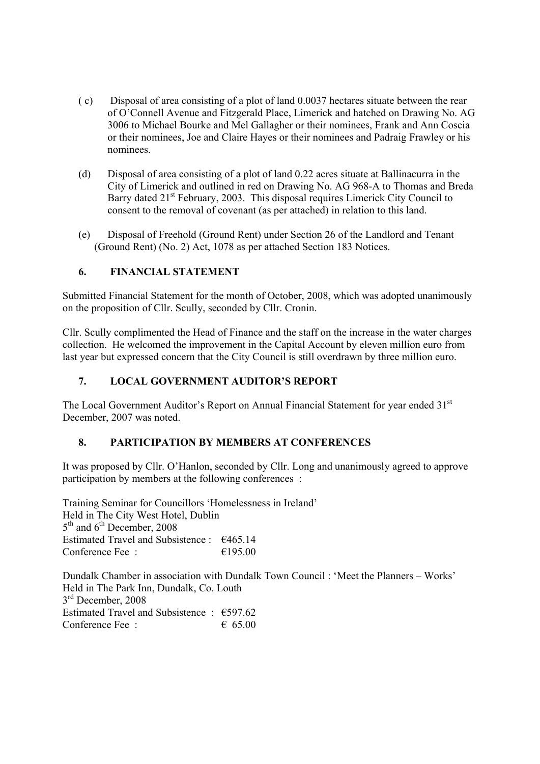( c) Disposal of area consisting of a plot of land 0.0037 hectares situate between the rear of O'Connell Avenue and Fitzgerald Place, Limerick and hatched on Drawing No. AG 3006 to Michael Bourke and Mel Gallagher or their nominees, Frank and Ann Coscia or their nominees, Joe and Claire Hayes or their nominees and Padraig Frawley or his nominees.

(d) Disposal of area consisting of a plot of land 0.22 acres situate at Ballinacurra in the City of Limerick and outlined in red on Drawing No. AG 968-A to Thomas and Breda Barry dated 21st February, 2003. This disposal requires Limerick City Council to consent to the removal of covenant (as per attached) in relation to this land.

(e) Disposal of Freehold (Ground Rent) under Section 26 of the Landlord and Tenant (Ground Rent) (No. 2) Act, 1078 as per attached Section 183 Notices.

## 6. FINANCIAL STATEMENT

Submitted Financial Statement for the month of October, 2008, which was adopted unanimously on the proposition of Cllr. Scully, seconded by Cllr. Cronin.

Cllr. Scully complimented the Head of Finance and the staff on the increase in the water charges collection. He welcomed the improvement in the Capital Account by eleven million euro from last year but expressed concern that the City Council is still overdrawn by three million euro.

## 7. LOCAL GOVERNMENT AUDITOR'S REPORT

The Local Government Auditor's Report on Annual Financial Statement for year ended 31st December, 2007 was noted.

## 8. PARTICIPATION BY MEMBERS AT CONFERENCES

It was proposed by Cllr. O'Hanlon, seconded by Cllr. Long and unanimously agreed to approve participation by members at the following conferences :

Training Seminar for Councillors 'Homelessness in Ireland'
Held in The City West Hotel, Dublin
5th and 6th December, 2008
Estimated Travel and Subsistence : €465.14
Conference Fee : €195.00

Dundalk Chamber in association with Dundalk Town Council : 'Meet the Planners – Works'
Held in The Park Inn, Dundalk, Co. Louth
3rd December, 2008
Estimated Travel and Subsistence : €597.62
Conference Fee : € 65.00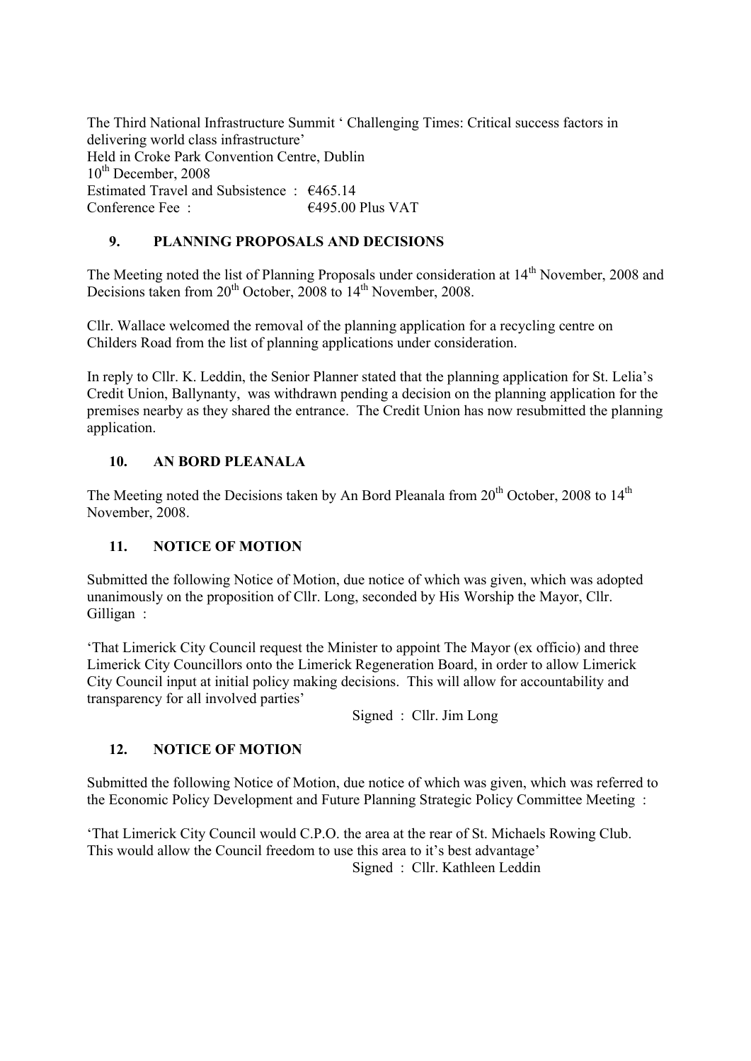The Third National Infrastructure Summit ' Challenging Times: Critical success factors in delivering world class infrastructure'
Held in Croke Park Convention Centre, Dublin
10th December, 2008
Estimated Travel and Subsistence : €465.14
Conference Fee : €495.00 Plus VAT

## 9. PLANNING PROPOSALS AND DECISIONS

The Meeting noted the list of Planning Proposals under consideration at 14th November, 2008 and Decisions taken from 20th October, 2008 to 14th November, 2008.

Cllr. Wallace welcomed the removal of the planning application for a recycling centre on Childers Road from the list of planning applications under consideration.

In reply to Cllr. K. Leddin, the Senior Planner stated that the planning application for St. Lelia's Credit Union, Ballynanty, was withdrawn pending a decision on the planning application for the premises nearby as they shared the entrance. The Credit Union has now resubmitted the planning application.

## 10. AN BORD PLEANALA

The Meeting noted the Decisions taken by An Bord Pleanala from 20th October, 2008 to 14th November, 2008.

## 11. NOTICE OF MOTION

Submitted the following Notice of Motion, due notice of which was given, which was adopted unanimously on the proposition of Cllr. Long, seconded by His Worship the Mayor, Cllr. Gilligan :

'That Limerick City Council request the Minister to appoint The Mayor (ex officio) and three Limerick City Councillors onto the Limerick Regeneration Board, in order to allow Limerick City Council input at initial policy making decisions. This will allow for accountability and transparency for all involved parties'

Signed : Cllr. Jim Long

## 12. NOTICE OF MOTION

Submitted the following Notice of Motion, due notice of which was given, which was referred to the Economic Policy Development and Future Planning Strategic Policy Committee Meeting :

'That Limerick City Council would C.P.O. the area at the rear of St. Michaels Rowing Club. This would allow the Council freedom to use this area to it's best advantage'

Signed : Cllr. Kathleen Leddin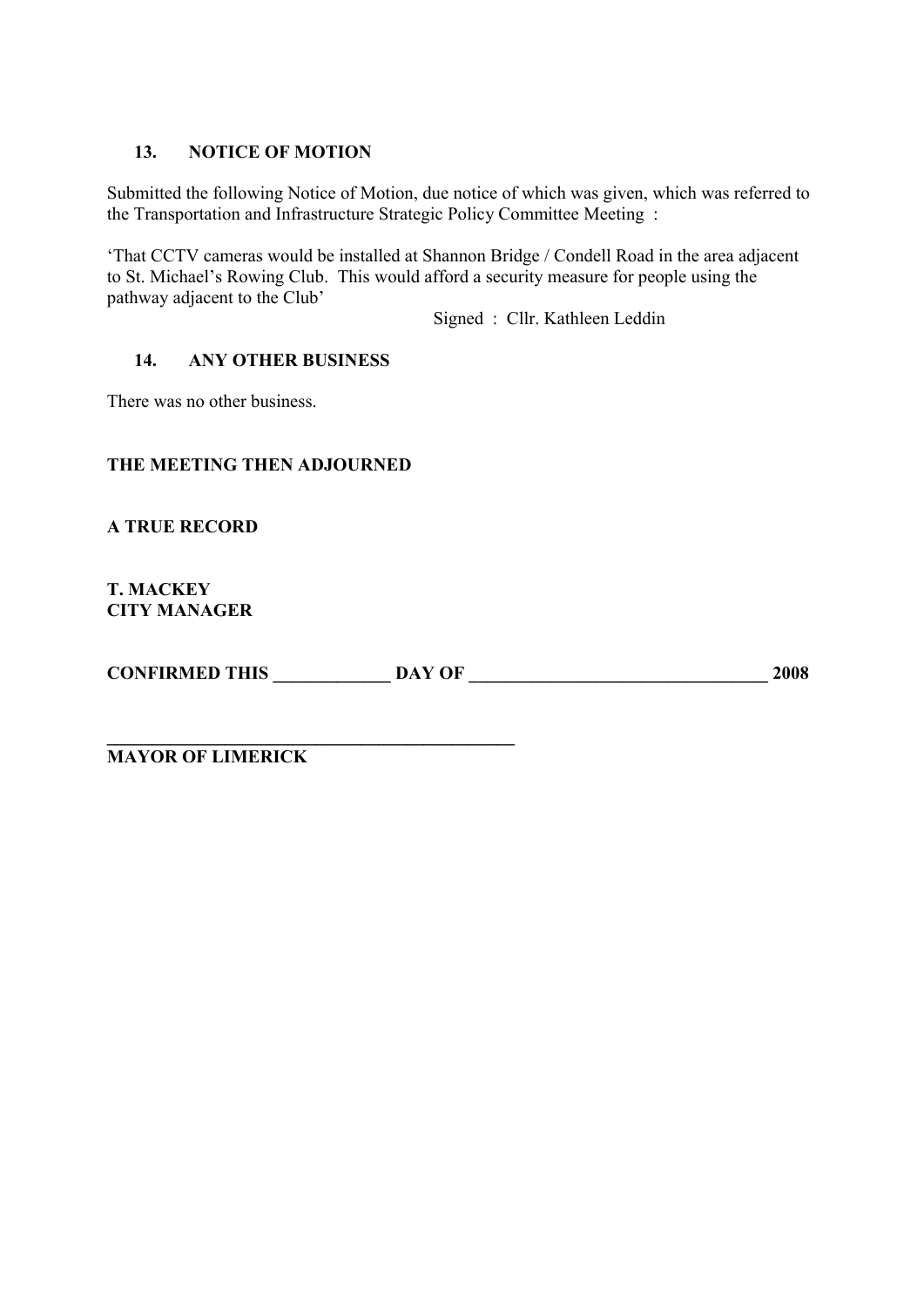## 13. NOTICE OF MOTION

Submitted the following Notice of Motion, due notice of which was given, which was referred to the Transportation and Infrastructure Strategic Policy Committee Meeting :

'That CCTV cameras would be installed at Shannon Bridge / Condell Road in the area adjacent to St. Michael's Rowing Club. This would afford a security measure for people using the pathway adjacent to the Club'

Signed : Cllr. Kathleen Leddin

## 14. ANY OTHER BUSINESS

There was no other business.

**THE MEETING THEN ADJOURNED**

**A TRUE RECORD**

**T. MACKEY**
**CITY MANAGER**

**CONFIRMED THIS _____________ DAY OF _________________________________ 2008**

**_______________________________________________**
**MAYOR OF LIMERICK**